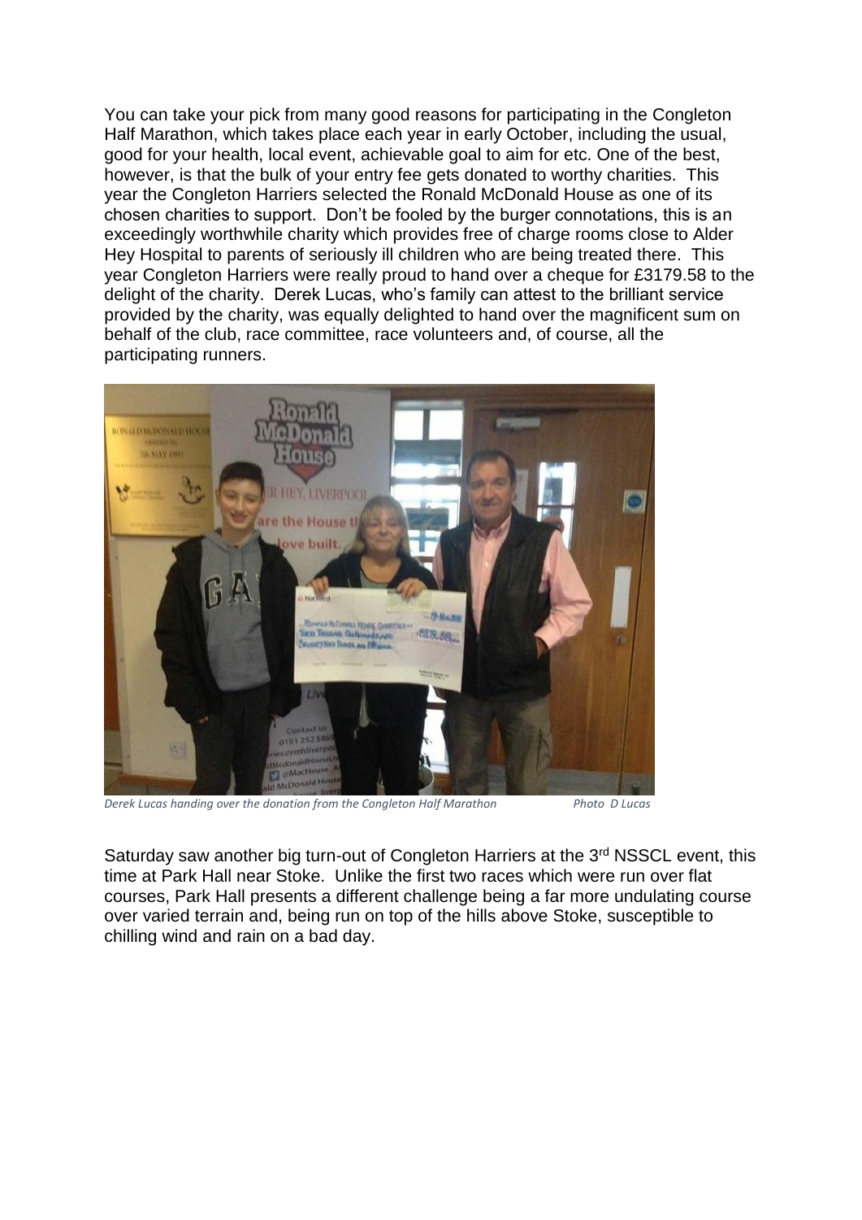You can take your pick from many good reasons for participating in the Congleton Half Marathon, which takes place each year in early October, including the usual, good for your health, local event, achievable goal to aim for etc. One of the best, however, is that the bulk of your entry fee gets donated to worthy charities. This year the Congleton Harriers selected the Ronald McDonald House as one of its chosen charities to support. Don't be fooled by the burger connotations, this is an exceedingly worthwhile charity which provides free of charge rooms close to Alder Hey Hospital to parents of seriously ill children who are being treated there. This year Congleton Harriers were really proud to hand over a cheque for £3179.58 to the delight of the charity. Derek Lucas, who's family can attest to the brilliant service provided by the charity, was equally delighted to hand over the magnificent sum on behalf of the club, race committee, race volunteers and, of course, all the participating runners.

*Derek Lucas handing over the donation from the Congleton Half Marathon* *Photo D Lucas*

Saturday saw another big turn-out of Congleton Harriers at the 3rd NSSCL event, this time at Park Hall near Stoke. Unlike the first two races which were run over flat courses, Park Hall presents a different challenge being a far more undulating course over varied terrain and, being run on top of the hills above Stoke, susceptible to chilling wind and rain on a bad day.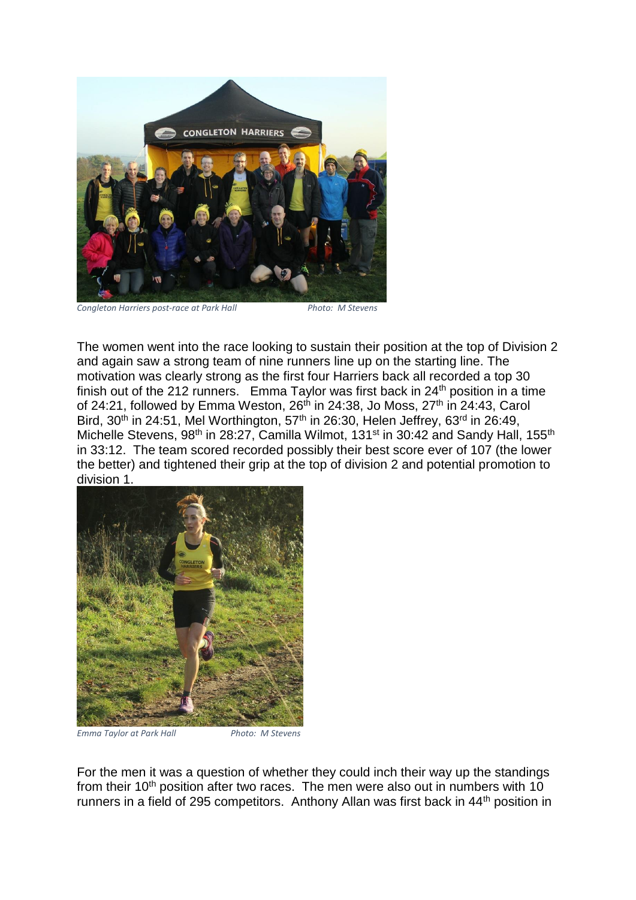*Congleton Harriers post-race at Park Hall* *Photo: M Stevens*

The women went into the race looking to sustain their position at the top of Division 2 and again saw a strong team of nine runners line up on the starting line. The motivation was clearly strong as the first four Harriers back all recorded a top 30 finish out of the 212 runners. Emma Taylor was first back in 24th position in a time of 24:21, followed by Emma Weston, 26th in 24:38, Jo Moss, 27th in 24:43, Carol Bird, 30th in 24:51, Mel Worthington, 57th in 26:30, Helen Jeffrey, 63rd in 26:49, Michelle Stevens, 98th in 28:27, Camilla Wilmot, 131st in 30:42 and Sandy Hall, 155th in 33:12. The team scored recorded possibly their best score ever of 107 (the lower the better) and tightened their grip at the top of division 2 and potential promotion to division 1.

*Emma Taylor at Park Hall* *Photo: M Stevens*

For the men it was a question of whether they could inch their way up the standings from their 10th position after two races. The men were also out in numbers with 10 runners in a field of 295 competitors. Anthony Allan was first back in 44th position in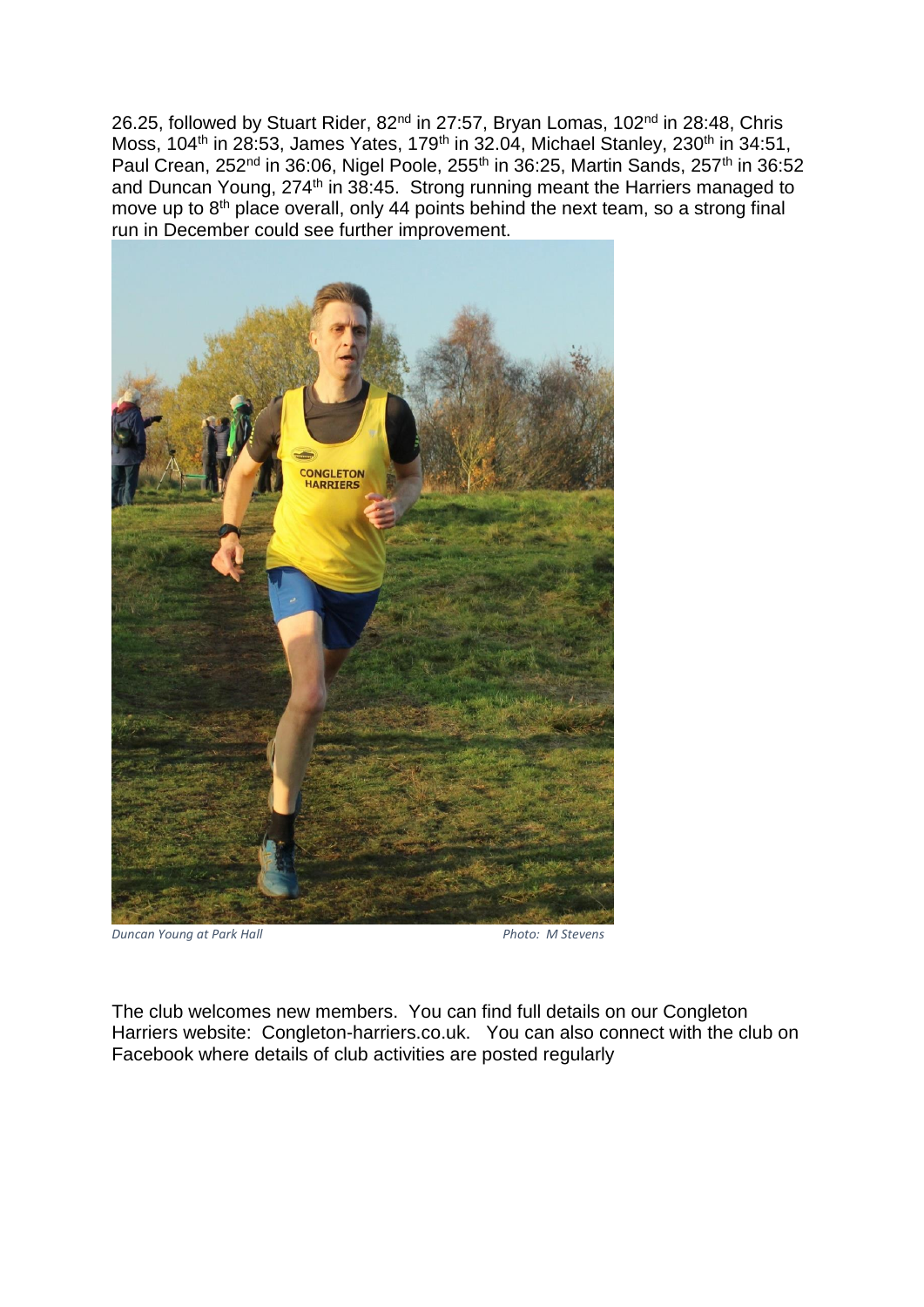26.25, followed by Stuart Rider, 82nd in 27:57, Bryan Lomas, 102nd in 28:48, Chris Moss, 104th in 28:53, James Yates, 179th in 32.04, Michael Stanley, 230th in 34:51, Paul Crean, 252nd in 36:06, Nigel Poole, 255th in 36:25, Martin Sands, 257th in 36:52 and Duncan Young, 274th in 38:45. Strong running meant the Harriers managed to move up to 8th place overall, only 44 points behind the next team, so a strong final run in December could see further improvement.

*Duncan Young at Park Hall* *Photo: M Stevens*

The club welcomes new members. You can find full details on our Congleton Harriers website: Congleton-harriers.co.uk. You can also connect with the club on Facebook where details of club activities are posted regularly